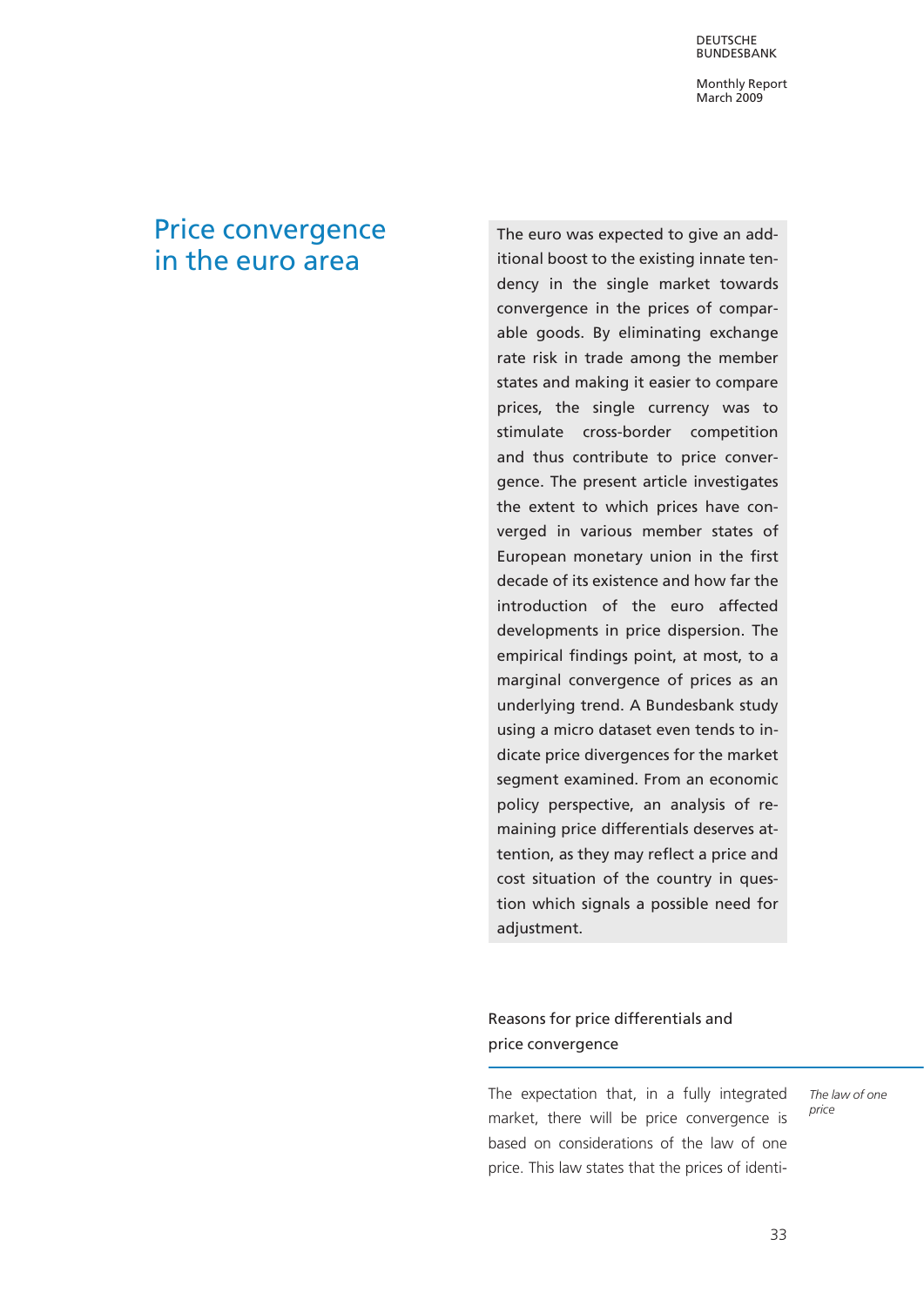# Price convergence in the euro area

The euro was expected to give an additional boost to the existing innate tendency in the single market towards convergence in the prices of comparable goods. By eliminating exchange rate risk in trade among the member states and making it easier to compare prices, the single currency was to stimulate cross-border competition and thus contribute to price convergence. The present article investigates the extent to which prices have converged in various member states of European monetary union in the first decade of its existence and how far the introduction of the euro affected developments in price dispersion. The empirical findings point, at most, to a marginal convergence of prices as an underlying trend. A Bundesbank study using a micro dataset even tends to indicate price divergences for the market segment examined. From an economic policy perspective, an analysis of remaining price differentials deserves attention, as they may reflect a price and cost situation of the country in question which signals a possible need for adjustment.

## Reasons for price differentials and price convergence

*The law of one price*

The expectation that, in a fully integrated market, there will be price convergence is based on considerations of the law of one price. This law states that the prices of identi-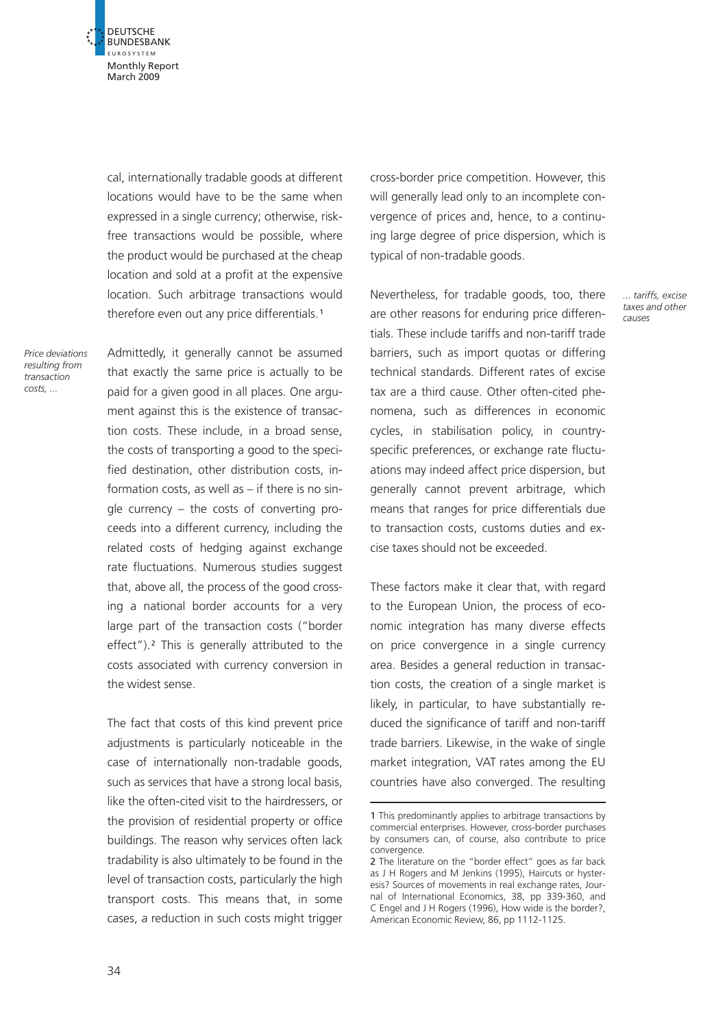cal, internationally tradable goods at different locations would have to be the same when expressed in a single currency; otherwise, risk-free transactions would be possible, where the product would be purchased at the cheap location and sold at a profit at the expensive location. Such arbitrage transactions would therefore even out any price differentials.[1]

*Price deviations resulting from transaction costs, ...*

Admittedly, it generally cannot be assumed that exactly the same price is actually to be paid for a given good in all places. One argument against this is the existence of transaction costs. These include, in a broad sense, the costs of transporting a good to the specified destination, other distribution costs, information costs, as well as – if there is no single currency – the costs of converting proceeds into a different currency, including the related costs of hedging against exchange rate fluctuations. Numerous studies suggest that, above all, the process of the good crossing a national border accounts for a very large part of the transaction costs ("border effect").[2] This is generally attributed to the costs associated with currency conversion in the widest sense.

The fact that costs of this kind prevent price adjustments is particularly noticeable in the case of internationally non-tradable goods, such as services that have a strong local basis, like the often-cited visit to the hairdressers, or the provision of residential property or office buildings. The reason why services often lack tradability is also ultimately to be found in the level of transaction costs, particularly the high transport costs. This means that, in some cases, a reduction in such costs might trigger cross-border price competition. However, this will generally lead only to an incomplete convergence of prices and, hence, to a continuing large degree of price dispersion, which is typical of non-tradable goods.

*... tariffs, excise taxes and other causes*

Nevertheless, for tradable goods, too, there are other reasons for enduring price differentials. These include tariffs and non-tariff trade barriers, such as import quotas or differing technical standards. Different rates of excise tax are a third cause. Other often-cited phenomena, such as differences in economic cycles, in stabilisation policy, in country-specific preferences, or exchange rate fluctuations may indeed affect price dispersion, but generally cannot prevent arbitrage, which means that ranges for price differentials due to transaction costs, customs duties and excise taxes should not be exceeded.

These factors make it clear that, with regard to the European Union, the process of economic integration has many diverse effects on price convergence in a single currency area. Besides a general reduction in transaction costs, the creation of a single market is likely, in particular, to have substantially reduced the significance of tariff and non-tariff trade barriers. Likewise, in the wake of single market integration, VAT rates among the EU countries have also converged. The resulting

---

1 This predominantly applies to arbitrage transactions by commercial enterprises. However, cross-border purchases by consumers can, of course, also contribute to price convergence.

2 The literature on the "border effect" goes as far back as J H Rogers and M Jenkins (1995), Haircuts or hysteresis? Sources of movements in real exchange rates, Journal of International Economics, 38, pp 339-360, and C Engel and J H Rogers (1996), How wide is the border?, American Economic Review, 86, pp 1112-1125.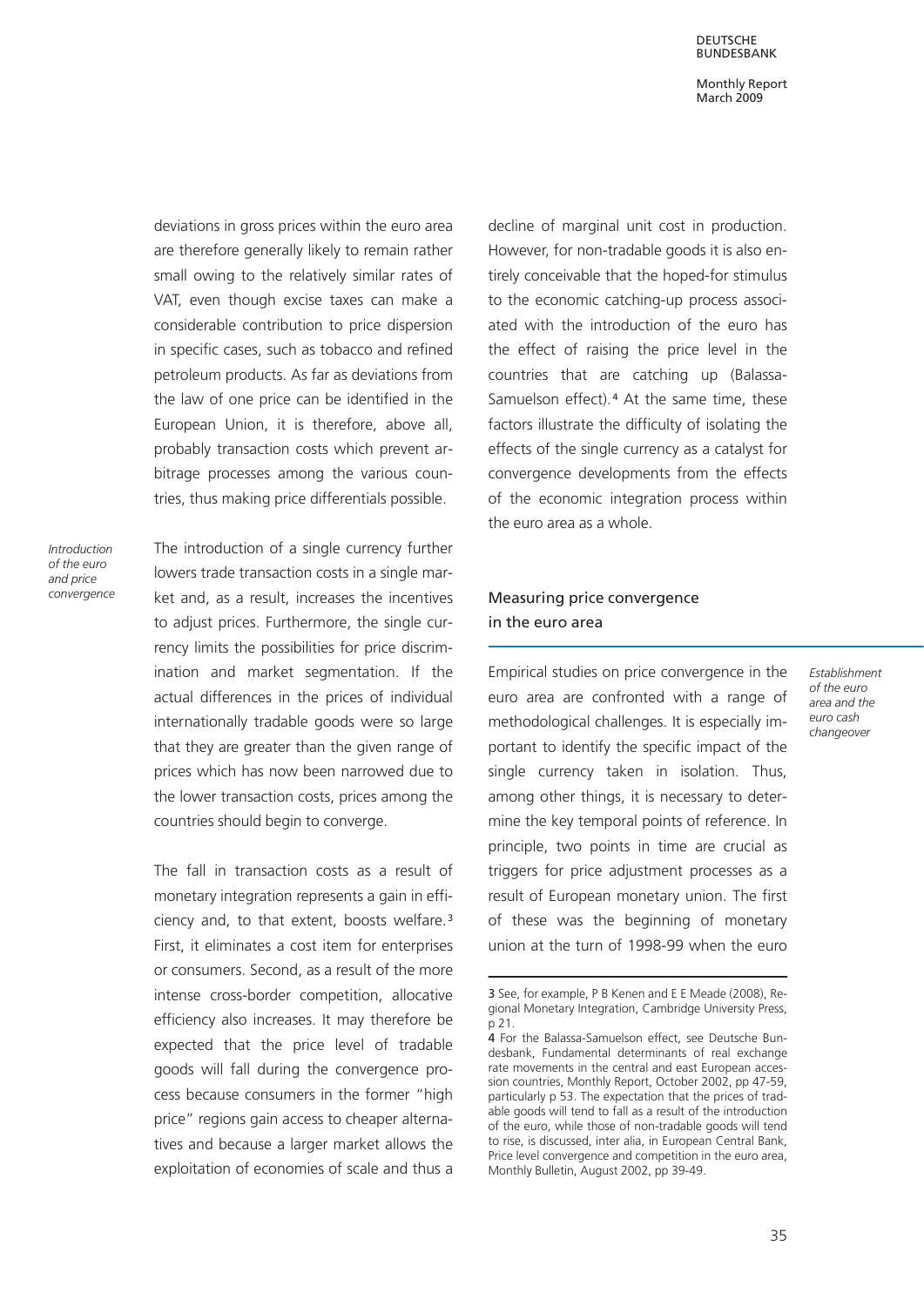deviations in gross prices within the euro area are therefore generally likely to remain rather small owing to the relatively similar rates of VAT, even though excise taxes can make a considerable contribution to price dispersion in specific cases, such as tobacco and refined petroleum products. As far as deviations from the law of one price can be identified in the European Union, it is therefore, above all, probably transaction costs which prevent arbitrage processes among the various countries, thus making price differentials possible.

*Introduction of the euro and price convergence*

The introduction of a single currency further lowers trade transaction costs in a single market and, as a result, increases the incentives to adjust prices. Furthermore, the single currency limits the possibilities for price discrimination and market segmentation. If the actual differences in the prices of individual internationally tradable goods were so large that they are greater than the given range of prices which has now been narrowed due to the lower transaction costs, prices among the countries should begin to converge.

The fall in transaction costs as a result of monetary integration represents a gain in efficiency and, to that extent, boosts welfare.[3] First, it eliminates a cost item for enterprises or consumers. Second, as a result of the more intense cross-border competition, allocative efficiency also increases. It may therefore be expected that the price level of tradable goods will fall during the convergence process because consumers in the former "high price" regions gain access to cheaper alternatives and because a larger market allows the exploitation of economies of scale and thus a decline of marginal unit cost in production. However, for non-tradable goods it is also entirely conceivable that the hoped-for stimulus to the economic catching-up process associated with the introduction of the euro has the effect of raising the price level in the countries that are catching up (Balassa-Samuelson effect).[4] At the same time, these factors illustrate the difficulty of isolating the effects of the single currency as a catalyst for convergence developments from the effects of the economic integration process within the euro area as a whole.

## Measuring price convergence in the euro area

*Establishment of the euro area and the euro cash changeover*

Empirical studies on price convergence in the euro area are confronted with a range of methodological challenges. It is especially important to identify the specific impact of the single currency taken in isolation. Thus, among other things, it is necessary to determine the key temporal points of reference. In principle, two points in time are crucial as triggers for price adjustment processes as a result of European monetary union. The first of these was the beginning of monetary union at the turn of 1998-99 when the euro

3 See, for example, P B Kenen and E E Meade (2008), Regional Monetary Integration, Cambridge University Press, p 21.

4 For the Balassa-Samuelson effect, see Deutsche Bundesbank, Fundamental determinants of real exchange rate movements in the central and east European accession countries, Monthly Report, October 2002, pp 47-59, particularly p 53. The expectation that the prices of tradable goods will tend to fall as a result of the introduction of the euro, while those of non-tradable goods will tend to rise, is discussed, inter alia, in European Central Bank, Price level convergence and competition in the euro area, Monthly Bulletin, August 2002, pp 39-49.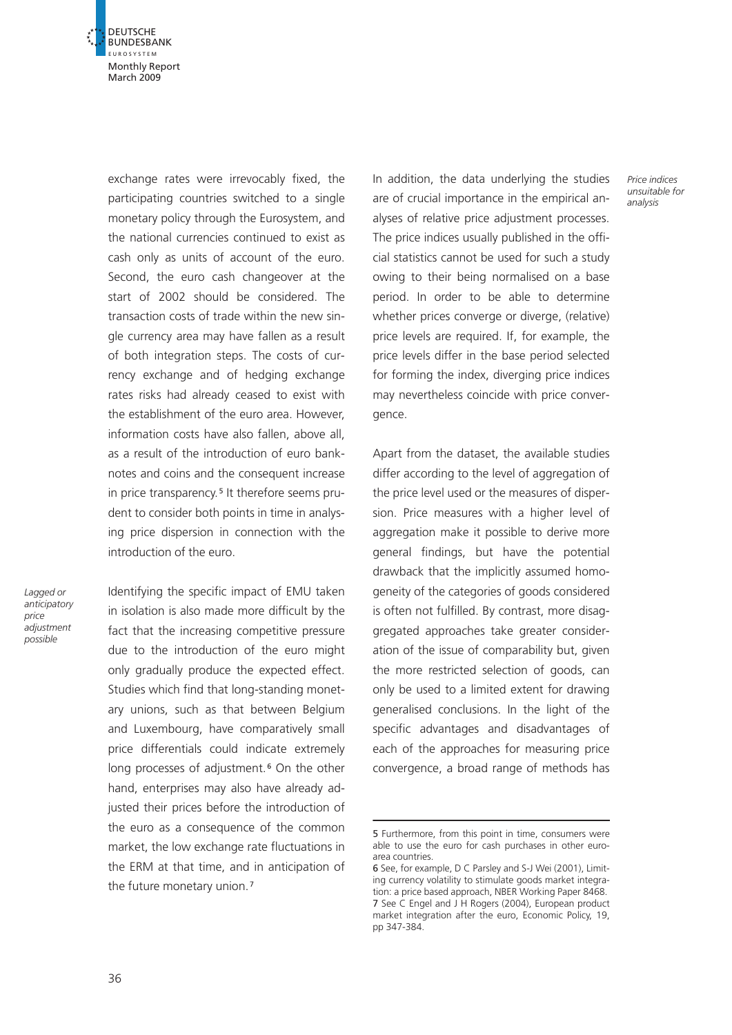exchange rates were irrevocably fixed, the participating countries switched to a single monetary policy through the Eurosystem, and the national currencies continued to exist as cash only as units of account of the euro. Second, the euro cash changeover at the start of 2002 should be considered. The transaction costs of trade within the new single currency area may have fallen as a result of both integration steps. The costs of currency exchange and of hedging exchange rates risks had already ceased to exist with the establishment of the euro area. However, information costs have also fallen, above all, as a result of the introduction of euro banknotes and coins and the consequent increase in price transparency.[5] It therefore seems prudent to consider both points in time in analysing price dispersion in connection with the introduction of the euro.

*Lagged or anticipatory price adjustment possible*

Identifying the specific impact of EMU taken in isolation is also made more difficult by the fact that the increasing competitive pressure due to the introduction of the euro might only gradually produce the expected effect. Studies which find that long-standing monetary unions, such as that between Belgium and Luxembourg, have comparatively small price differentials could indicate extremely long processes of adjustment.[6] On the other hand, enterprises may also have already adjusted their prices before the introduction of the euro as a consequence of the common market, the low exchange rate fluctuations in the ERM at that time, and in anticipation of the future monetary union.[7]

*Price indices unsuitable for analysis*

In addition, the data underlying the studies are of crucial importance in the empirical analyses of relative price adjustment processes. The price indices usually published in the official statistics cannot be used for such a study owing to their being normalised on a base period. In order to be able to determine whether prices converge or diverge, (relative) price levels are required. If, for example, the price levels differ in the base period selected for forming the index, diverging price indices may nevertheless coincide with price convergence.

Apart from the dataset, the available studies differ according to the level of aggregation of the price level used or the measures of dispersion. Price measures with a higher level of aggregation make it possible to derive more general findings, but have the potential drawback that the implicitly assumed homogeneity of the categories of goods considered is often not fulfilled. By contrast, more disaggregated approaches take greater consideration of the issue of comparability but, given the more restricted selection of goods, can only be used to a limited extent for drawing generalised conclusions. In the light of the specific advantages and disadvantages of each of the approaches for measuring price convergence, a broad range of methods has

---

5 Furthermore, from this point in time, consumers were able to use the euro for cash purchases in other euro-area countries.

6 See, for example, D C Parsley and S-J Wei (2001), Limiting currency volatility to stimulate goods market integration: a price based approach, NBER Working Paper 8468.

7 See C Engel and J H Rogers (2004), European product market integration after the euro, Economic Policy, 19, pp 347-384.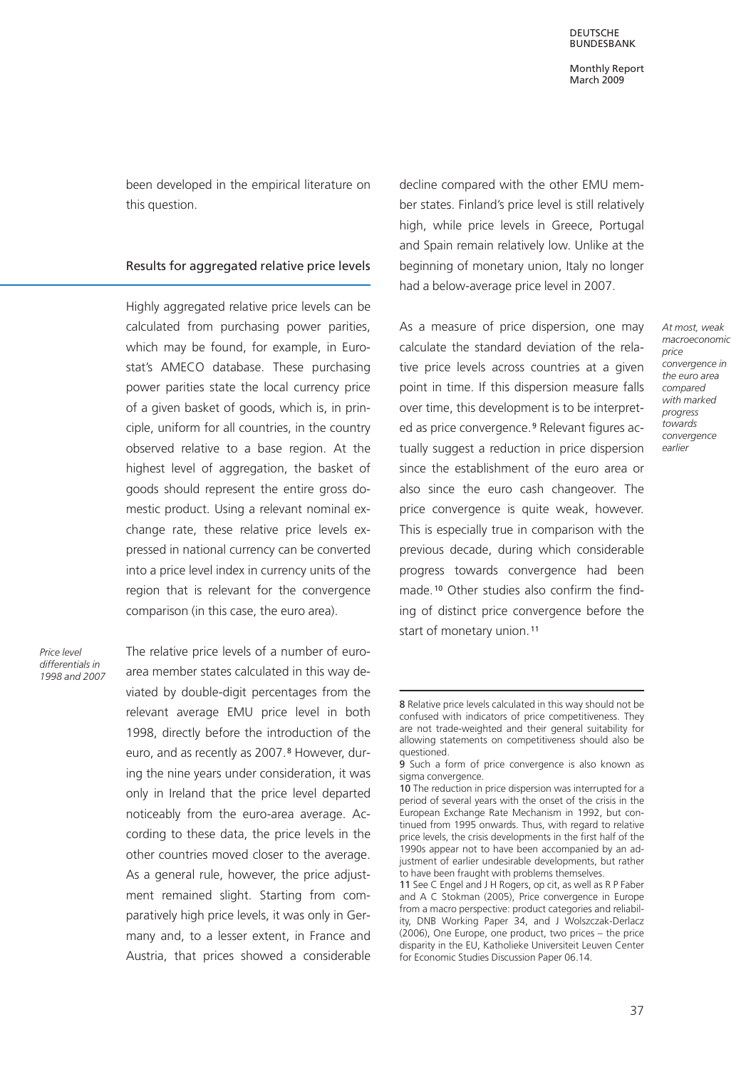been developed in the empirical literature on this question.

## Results for aggregated relative price levels

Highly aggregated relative price levels can be calculated from purchasing power parities, which may be found, for example, in Eurostat's AMECO database. These purchasing power parities state the local currency price of a given basket of goods, which is, in principle, uniform for all countries, in the country observed relative to a base region. At the highest level of aggregation, the basket of goods should represent the entire gross domestic product. Using a relevant nominal exchange rate, these relative price levels expressed in national currency can be converted into a price level index in currency units of the region that is relevant for the convergence comparison (in this case, the euro area).

*Price level differentials in 1998 and 2007*

The relative price levels of a number of euro-area member states calculated in this way deviated by double-digit percentages from the relevant average EMU price level in both 1998, directly before the introduction of the euro, and as recently as 2007.[8] However, during the nine years under consideration, it was only in Ireland that the price level departed noticeably from the euro-area average. According to these data, the price levels in the other countries moved closer to the average. As a general rule, however, the price adjustment remained slight. Starting from comparatively high price levels, it was only in Germany and, to a lesser extent, in France and Austria, that prices showed a considerable decline compared with the other EMU member states. Finland's price level is still relatively high, while price levels in Greece, Portugal and Spain remain relatively low. Unlike at the beginning of monetary union, Italy no longer had a below-average price level in 2007.

*At most, weak macroeconomic price convergence in the euro area compared with marked progress towards convergence earlier*

As a measure of price dispersion, one may calculate the standard deviation of the relative price levels across countries at a given point in time. If this dispersion measure falls over time, this development is to be interpreted as price convergence.[9] Relevant figures actually suggest a reduction in price dispersion since the establishment of the euro area or also since the euro cash changeover. The price convergence is quite weak, however. This is especially true in comparison with the previous decade, during which considerable progress towards convergence had been made.[10] Other studies also confirm the finding of distinct price convergence before the start of monetary union.[11]

---

8 Relative price levels calculated in this way should not be confused with indicators of price competitiveness. They are not trade-weighted and their general suitability for allowing statements on competitiveness should also be questioned.

9 Such a form of price convergence is also known as sigma convergence.

10 The reduction in price dispersion was interrupted for a period of several years with the onset of the crisis in the European Exchange Rate Mechanism in 1992, but continued from 1995 onwards. Thus, with regard to relative price levels, the crisis developments in the first half of the 1990s appear not to have been accompanied by an adjustment of earlier undesirable developments, but rather to have been fraught with problems themselves.

11 See C Engel and J H Rogers, op cit, as well as R P Faber and A C Stokman (2005), Price convergence in Europe from a macro perspective: product categories and reliability, DNB Working Paper 34, and J Wolszczak-Derlacz (2006), One Europe, one product, two prices – the price disparity in the EU, Katholieke Universiteit Leuven Center for Economic Studies Discussion Paper 06.14.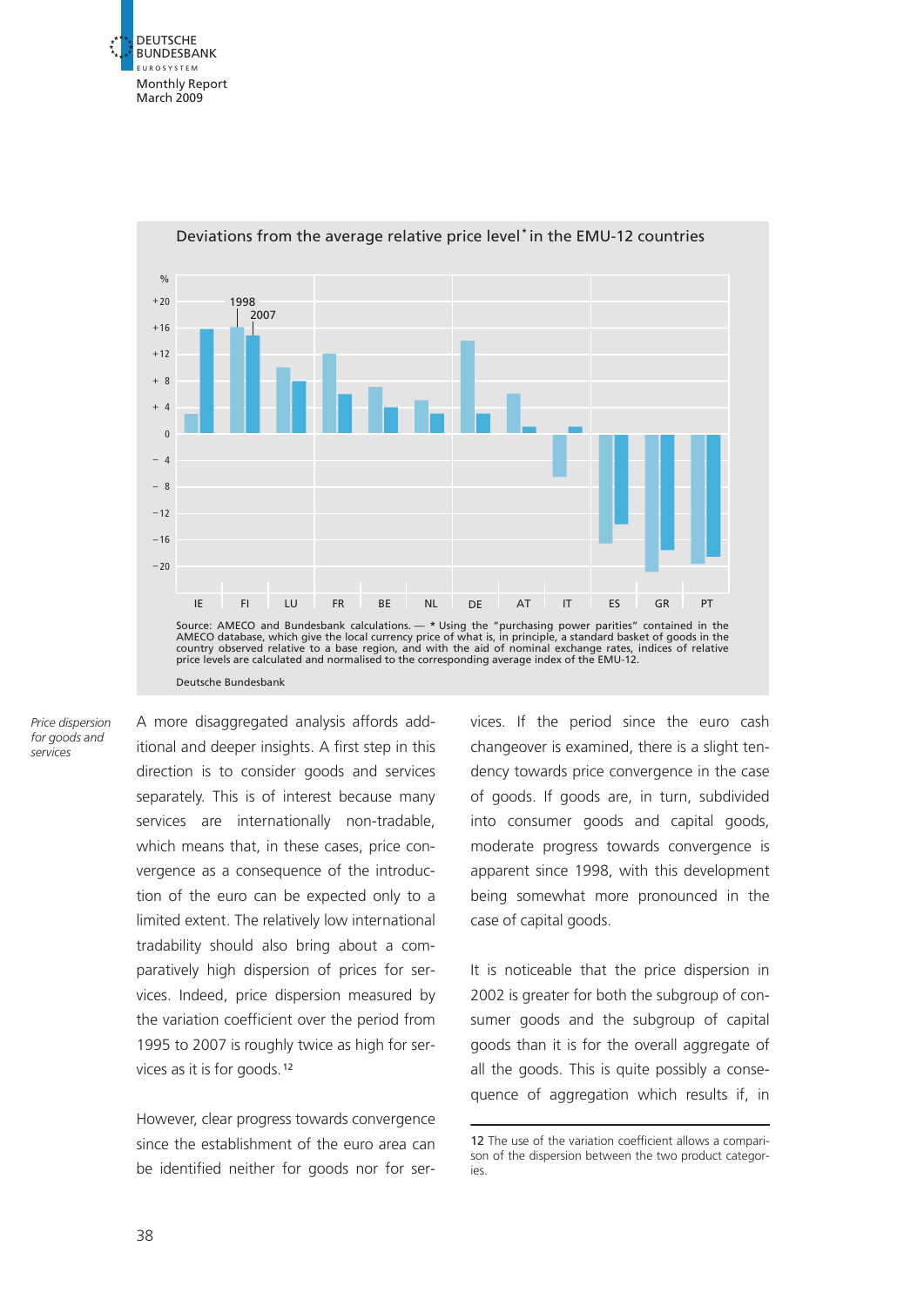**Deviations from the average relative price level* in the EMU-12 countries**

Source: AMECO and Bundesbank calculations. — * Using the "purchasing power parities" contained in the AMECO database, which give the local currency price of what is, in principle, a standard basket of goods in the country observed relative to a base region, and with the aid of nominal exchange rates, indices of relative price levels are calculated and normalised to the corresponding average index of the EMU-12.

Deutsche Bundesbank

*Price dispersion for goods and services*

A more disaggregated analysis affords additional and deeper insights. A first step in this direction is to consider goods and services separately. This is of interest because many services are internationally non-tradable, which means that, in these cases, price convergence as a consequence of the introduction of the euro can be expected only to a limited extent. The relatively low international tradability should also bring about a comparatively high dispersion of prices for services. Indeed, price dispersion measured by the variation coefficient over the period from 1995 to 2007 is roughly twice as high for services as it is for goods.[12]

However, clear progress towards convergence since the establishment of the euro area can be identified neither for goods nor for services. If the period since the euro cash changeover is examined, there is a slight tendency towards price convergence in the case of goods. If goods are, in turn, subdivided into consumer goods and capital goods, moderate progress towards convergence is apparent since 1998, with this development being somewhat more pronounced in the case of capital goods.

It is noticeable that the price dispersion in 2002 is greater for both the subgroup of consumer goods and the subgroup of capital goods than it is for the overall aggregate of all the goods. This is quite possibly a consequence of aggregation which results if, in

12 The use of the variation coefficient allows a comparison of the dispersion between the two product categories.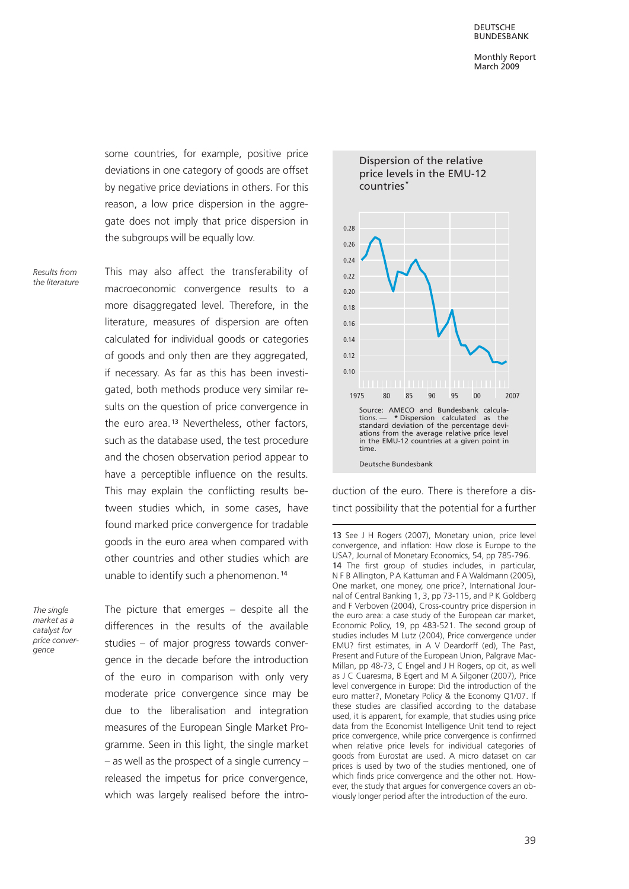some countries, for example, positive price deviations in one category of goods are offset by negative price deviations in others. For this reason, a low price dispersion in the aggregate does not imply that price dispersion in the subgroups will be equally low.

*Results from the literature*

This may also affect the transferability of macroeconomic convergence results to a more disaggregated level. Therefore, in the literature, measures of dispersion are often calculated for individual goods or categories of goods and only then are they aggregated, if necessary. As far as this has been investigated, both methods produce very similar results on the question of price convergence in the euro area.[13] Nevertheless, other factors, such as the database used, the test procedure and the chosen observation period appear to have a perceptible influence on the results. This may explain the conflicting results between studies which, in some cases, have found marked price convergence for tradable goods in the euro area when compared with other countries and other studies which are unable to identify such a phenomenon.[14]

*The single market as a catalyst for price convergence*

The picture that emerges – despite all the differences in the results of the available studies – of major progress towards convergence in the decade before the introduction of the euro in comparison with only very moderate price convergence since may be due to the liberalisation and integration measures of the European Single Market Programme. Seen in this light, the single market – as well as the prospect of a single currency – released the impetus for price convergence, which was largely realised before the introduction of the euro. There is therefore a distinct possibility that the potential for a further

**Dispersion of the relative price levels in the EMU-12 countries***

Source: AMECO and Bundesbank calculations. — * Dispersion calculated as the standard deviation of the percentage deviations from the average relative price level in the EMU-12 countries at a given point in time.

Deutsche Bundesbank

---

13 See J H Rogers (2007), Monetary union, price level convergence, and inflation: How close is Europe to the USA?, Journal of Monetary Economics, 54, pp 785-796.

14 The first group of studies includes, in particular, N F B Allington, P A Kattuman and F A Waldmann (2005), One market, one money, one price?, International Journal of Central Banking 1, 3, pp 73-115, and P K Goldberg and F Verboven (2004), Cross-country price dispersion in the euro area: a case study of the European car market, Economic Policy, 19, pp 483-521. The second group of studies includes M Lutz (2004), Price convergence under EMU? first estimates, in A V Deardorff (ed), The Past, Present and Future of the European Union, Palgrave MacMillan, pp 48-73, C Engel and J H Rogers, op cit, as well as J C Cuaresma, B Egert and M A Silgoner (2007), Price level convergence in Europe: Did the introduction of the euro matter?, Monetary Policy & the Economy Q1/07. If these studies are classified according to the database used, it is apparent, for example, that studies using price data from the Economist Intelligence Unit tend to reject price convergence, while price convergence is confirmed when relative price levels for individual categories of goods from Eurostat are used. A micro dataset on car prices is used by two of the studies mentioned, one of which finds price convergence and the other not. However, the study that argues for convergence covers an obviously longer period after the introduction of the euro.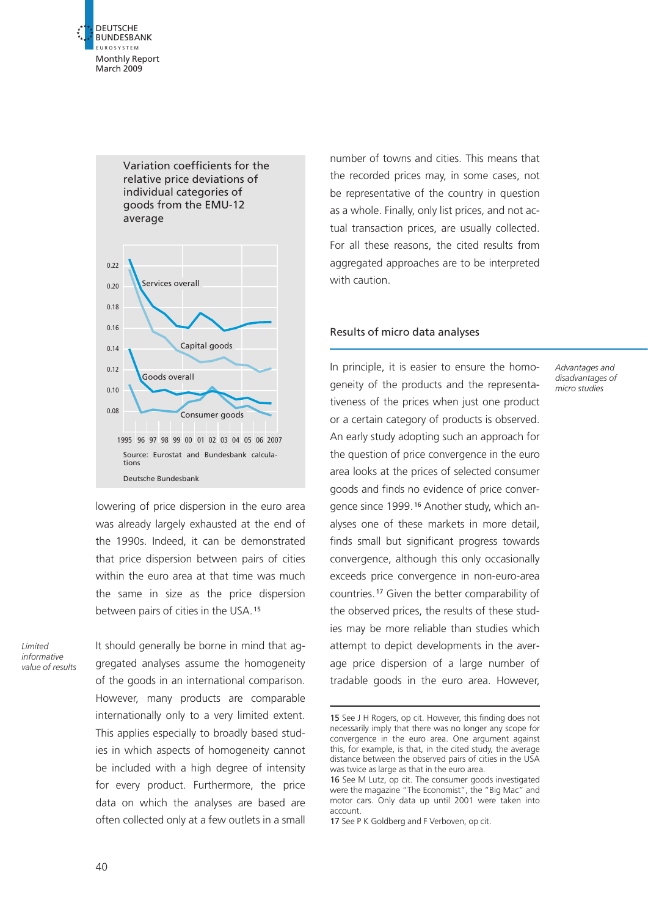Variation coefficients for the relative price deviations of individual categories of goods from the EMU-12 average

Source: Eurostat and Bundesbank calculations

Deutsche Bundesbank

lowering of price dispersion in the euro area was already largely exhausted at the end of the 1990s. Indeed, it can be demonstrated that price dispersion between pairs of cities within the euro area at that time was much the same in size as the price dispersion between pairs of cities in the USA.[15]

*Limited informative value of results*

It should generally be borne in mind that aggregated analyses assume the homogeneity of the goods in an international comparison. However, many products are comparable internationally only to a very limited extent. This applies especially to broadly based studies in which aspects of homogeneity cannot be included with a high degree of intensity for every product. Furthermore, the price data on which the analyses are based are often collected only at a few outlets in a small number of towns and cities. This means that the recorded prices may, in some cases, not be representative of the country in question as a whole. Finally, only list prices, and not actual transaction prices, are usually collected. For all these reasons, the cited results from aggregated approaches are to be interpreted with caution.

## Results of micro data analyses

*Advantages and disadvantages of micro studies*

In principle, it is easier to ensure the homogeneity of the products and the representativeness of the prices when just one product or a certain category of products is observed. An early study adopting such an approach for the question of price convergence in the euro area looks at the prices of selected consumer goods and finds no evidence of price convergence since 1999.[16] Another study, which analyses one of these markets in more detail, finds small but significant progress towards convergence, although this only occasionally exceeds price convergence in non-euro-area countries.[17] Given the better comparability of the observed prices, the results of these studies may be more reliable than studies which attempt to depict developments in the average price dispersion of a large number of tradable goods in the euro area. However,

15 See J H Rogers, op cit. However, this finding does not necessarily imply that there was no longer any scope for convergence in the euro area. One argument against this, for example, is that, in the cited study, the average distance between the observed pairs of cities in the USA was twice as large as that in the euro area.

16 See M Lutz, op cit. The consumer goods investigated were the magazine "The Economist", the "Big Mac" and motor cars. Only data up until 2001 were taken into account.

17 See P K Goldberg and F Verboven, op cit.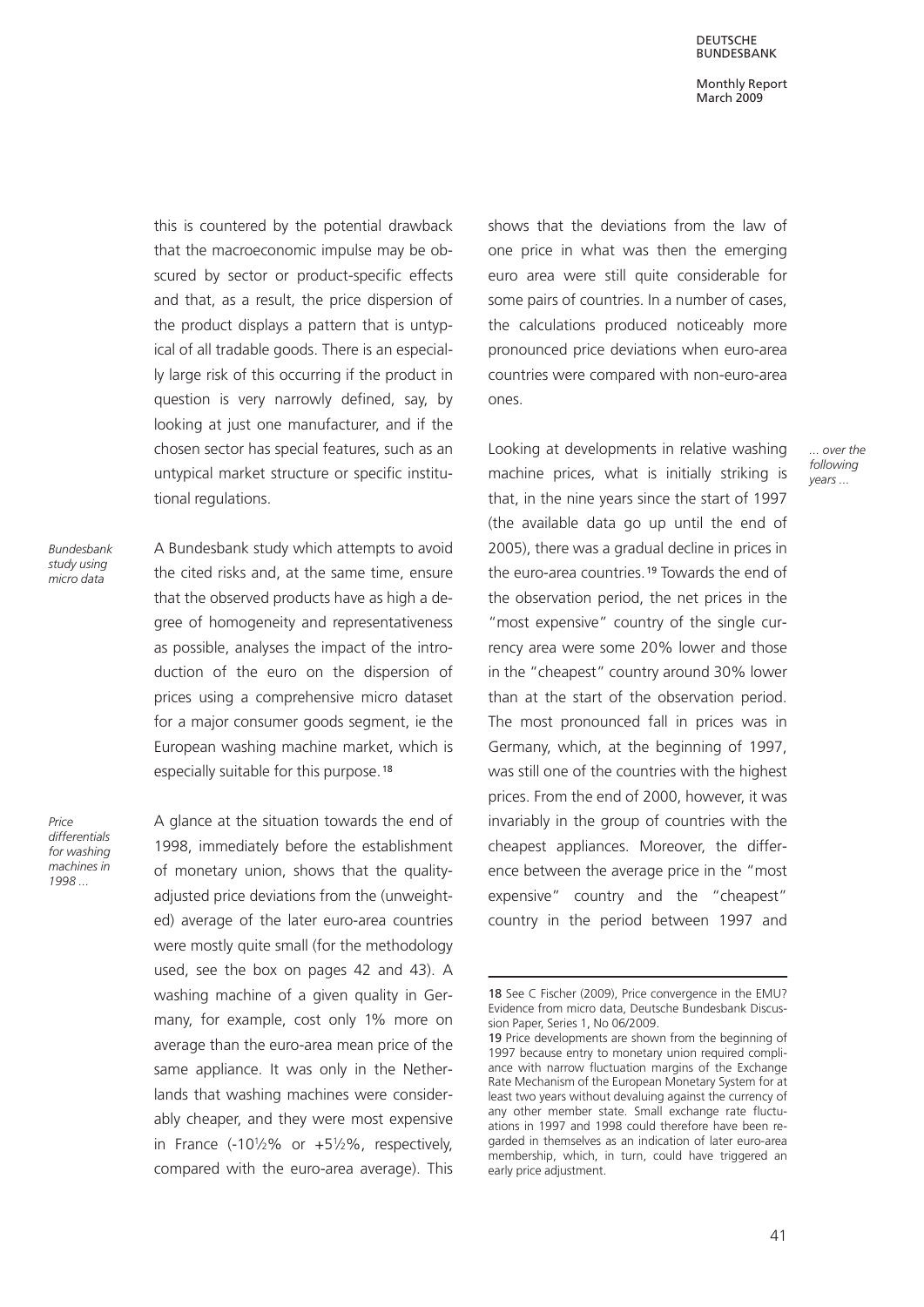this is countered by the potential drawback that the macroeconomic impulse may be obscured by sector or product-specific effects and that, as a result, the price dispersion of the product displays a pattern that is untypical of all tradable goods. There is an especially large risk of this occurring if the product in question is very narrowly defined, say, by looking at just one manufacturer, and if the chosen sector has special features, such as an untypical market structure or specific institutional regulations.

*Bundesbank study using micro data*

A Bundesbank study which attempts to avoid the cited risks and, at the same time, ensure that the observed products have as high a degree of homogeneity and representativeness as possible, analyses the impact of the introduction of the euro on the dispersion of prices using a comprehensive micro dataset for a major consumer goods segment, ie the European washing machine market, which is especially suitable for this purpose.[18]

*Price differentials for washing machines in 1998 ...*

A glance at the situation towards the end of 1998, immediately before the establishment of monetary union, shows that the quality-adjusted price deviations from the (unweighted) average of the later euro-area countries were mostly quite small (for the methodology used, see the box on pages 42 and 43). A washing machine of a given quality in Germany, for example, cost only 1% more on average than the euro-area mean price of the same appliance. It was only in the Netherlands that washing machines were considerably cheaper, and they were most expensive in France (-10½% or +5½%, respectively, compared with the euro-area average). This shows that the deviations from the law of one price in what was then the emerging euro area were still quite considerable for some pairs of countries. In a number of cases, the calculations produced noticeably more pronounced price deviations when euro-area countries were compared with non-euro-area ones.

*... over the following years ...*

Looking at developments in relative washing machine prices, what is initially striking is that, in the nine years since the start of 1997 (the available data go up until the end of 2005), there was a gradual decline in prices in the euro-area countries.[19] Towards the end of the observation period, the net prices in the "most expensive" country of the single currency area were some 20% lower and those in the "cheapest" country around 30% lower than at the start of the observation period. The most pronounced fall in prices was in Germany, which, at the beginning of 1997, was still one of the countries with the highest prices. From the end of 2000, however, it was invariably in the group of countries with the cheapest appliances. Moreover, the difference between the average price in the "most expensive" country and the "cheapest" country in the period between 1997 and

---

18 See C Fischer (2009), Price convergence in the EMU? Evidence from micro data, Deutsche Bundesbank Discussion Paper, Series 1, No 06/2009.

19 Price developments are shown from the beginning of 1997 because entry to monetary union required compliance with narrow fluctuation margins of the Exchange Rate Mechanism of the European Monetary System for at least two years without devaluing against the currency of any other member state. Small exchange rate fluctuations in 1997 and 1998 could therefore have been regarded in themselves as an indication of later euro-area membership, which, in turn, could have triggered an early price adjustment.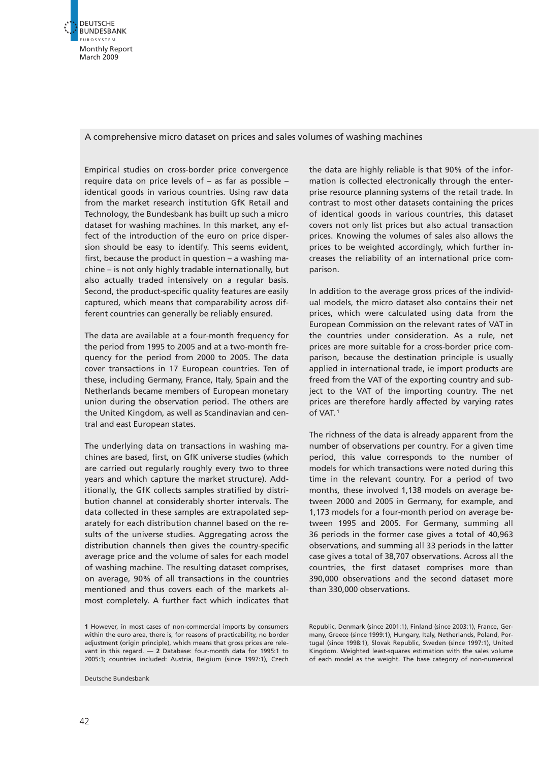## A comprehensive micro dataset on prices and sales volumes of washing machines

Empirical studies on cross-border price convergence require data on price levels of – as far as possible – identical goods in various countries. Using raw data from the market research institution GfK Retail and Technology, the Bundesbank has built up such a micro dataset for washing machines. In this market, any effect of the introduction of the euro on price dispersion should be easy to identify. This seems evident, first, because the product in question – a washing machine – is not only highly tradable internationally, but also actually traded intensively on a regular basis. Second, the product-specific quality features are easily captured, which means that comparability across different countries can generally be reliably ensured.

The data are available at a four-month frequency for the period from 1995 to 2005 and at a two-month frequency for the period from 2000 to 2005. The data cover transactions in 17 European countries. Ten of these, including Germany, France, Italy, Spain and the Netherlands became members of European monetary union during the observation period. The others are the United Kingdom, as well as Scandinavian and central and east European states.

The underlying data on transactions in washing machines are based, first, on GfK universe studies (which are carried out regularly roughly every two to three years and which capture the market structure). Additionally, the GfK collects samples stratified by distribution channel at considerably shorter intervals. The data collected in these samples are extrapolated separately for each distribution channel based on the results of the universe studies. Aggregating across the distribution channels then gives the country-specific average price and the volume of sales for each model of washing machine. The resulting dataset comprises, on average, 90% of all transactions in the countries mentioned and thus covers each of the markets almost completely. A further fact which indicates that the data are highly reliable is that 90% of the information is collected electronically through the enterprise resource planning systems of the retail trade. In contrast to most other datasets containing the prices of identical goods in various countries, this dataset covers not only list prices but also actual transaction prices. Knowing the volumes of sales also allows the prices to be weighted accordingly, which further increases the reliability of an international price comparison.

In addition to the average gross prices of the individual models, the micro dataset also contains their net prices, which were calculated using data from the European Commission on the relevant rates of VAT in the countries under consideration. As a rule, net prices are more suitable for a cross-border price comparison, because the destination principle is usually applied in international trade, ie import products are freed from the VAT of the exporting country and subject to the VAT of the importing country. The net prices are therefore hardly affected by varying rates of VAT.[1]

The richness of the data is already apparent from the number of observations per country. For a given time period, this value corresponds to the number of models for which transactions were noted during this time in the relevant country. For a period of two months, these involved 1,138 models on average between 2000 and 2005 in Germany, for example, and 1,173 models for a four-month period on average between 1995 and 2005. For Germany, summing all 36 periods in the former case gives a total of 40,963 observations, and summing all 33 periods in the latter case gives a total of 38,707 observations. Across all the countries, the first dataset comprises more than 390,000 observations and the second dataset more than 330,000 observations.

1 However, in most cases of non-commercial imports by consumers within the euro area, there is, for reasons of practicability, no border adjustment (origin principle), which means that gross prices are relevant in this regard. — 2 Database: four-month data for 1995:1 to 2005:3; countries included: Austria, Belgium (since 1997:1), Czech Republic, Denmark (since 2001:1), Finland (since 2003:1), France, Germany, Greece (since 1999:1), Hungary, Italy, Netherlands, Poland, Portugal (since 1998:1), Slovak Republic, Sweden (since 1997:1), United Kingdom. Weighted least-squares estimation with the sales volume of each model as the weight. The base category of non-numerical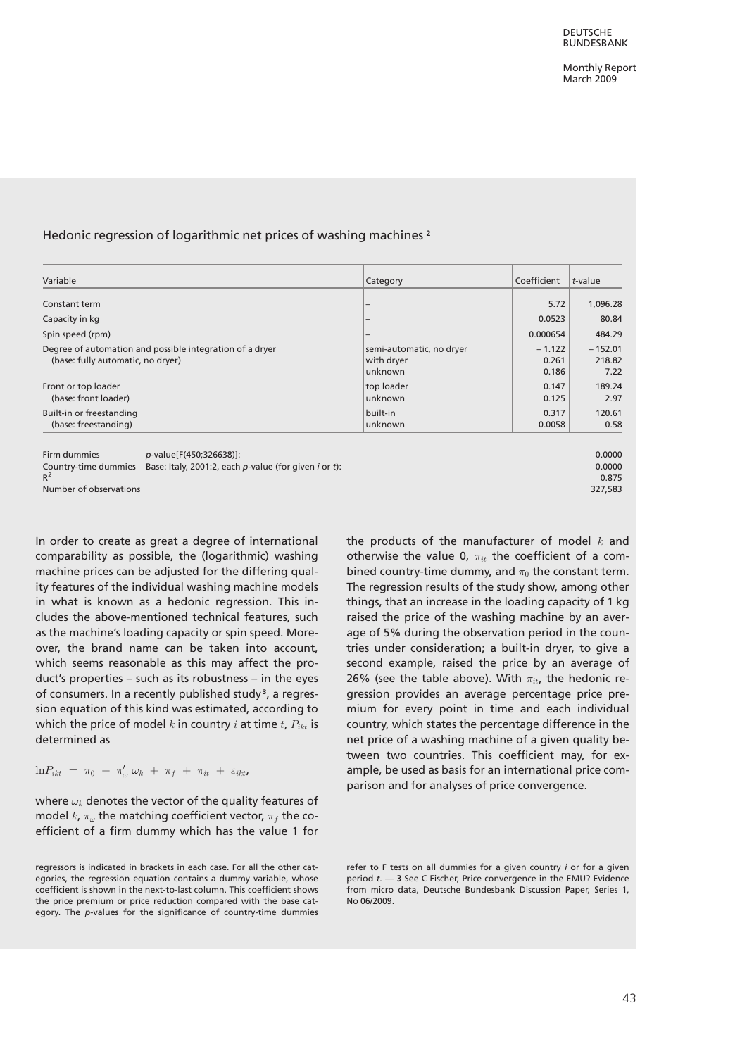### Hedonic regression of logarithmic net prices of washing machines [2]

| Variable | Category | Coefficient | *t*-value |
|---|---|---|---|
| Constant term | – | 5.72 | 1,096.28 |
| Capacity in kg | – | 0.0523 | 80.84 |
| Spin speed (rpm) | – | 0.000654 | 484.29 |
| Degree of automation and possible integration of a dryer (base: fully automatic, no dryer) | semi-automatic, no dryer | – 1.122 | – 152.01 |
| | with dryer | 0.261 | 218.82 |
| | unknown | 0.186 | 7.22 |
| Front or top loader (base: front loader) | top loader | 0.147 | 189.24 |
| | unknown | 0.125 | 2.97 |
| Built-in or freestanding (base: freestanding) | built-in | 0.317 | 120.61 |
| | unknown | 0.0058 | 0.58 |
| Firm dummies | *p*-value[F(450;326638)]: | | 0.0000 |
| Country-time dummies | Base: Italy, 2001:2, each *p*-value (for given *i* or *t*): | | 0.0000 |
| $R^2$ | | | 0.875 |
| Number of observations | | | 327,583 |

In order to create as great a degree of international comparability as possible, the (logarithmic) washing machine prices can be adjusted for the differing quality features of the individual washing machine models in what is known as a hedonic regression. This includes the above-mentioned technical features, such as the machine's loading capacity or spin speed. Moreover, the brand name can be taken into account, which seems reasonable as this may affect the product's properties – such as its robustness – in the eyes of consumers. In a recently published study[3], a regression equation of this kind was estimated, according to which the price of model $k$ in country $i$ at time $t$, $P_{ikt}$ is determined as

$$\ln P_{ikt} = \pi_0 + \pi_\omega' \omega_k + \pi_f + \pi_{it} + \varepsilon_{ikt},$$

where $\omega_k$ denotes the vector of the quality features of model $k$, $\pi_\omega$ the matching coefficient vector, $\pi_f$ the coefficient of a firm dummy which has the value 1 for the products of the manufacturer of model $k$ and otherwise the value 0, $\pi_{it}$ the coefficient of a combined country-time dummy, and $\pi_0$ the constant term. The regression results of the study show, among other things, that an increase in the loading capacity of 1 kg raised the price of the washing machine by an average of 5% during the observation period in the countries under consideration; a built-in dryer, to give a second example, raised the price by an average of 26% (see the table above). With $\pi_{it}$, the hedonic regression provides an average percentage price premium for every point in time and each individual country, which states the percentage difference in the net price of a washing machine of a given quality between two countries. This coefficient may, for example, be used as basis for an international price comparison and for analyses of price convergence.

regressors is indicated in brackets in each case. For all the other categories, the regression equation contains a dummy variable, whose coefficient is shown in the next-to-last column. This coefficient shows the price premium or price reduction compared with the base category. The *p*-values for the significance of country-time dummies refer to F tests on all dummies for a given country *i* or for a given period *t*. — **3** See C Fischer, Price convergence in the EMU? Evidence from micro data, Deutsche Bundesbank Discussion Paper, Series 1, No 06/2009.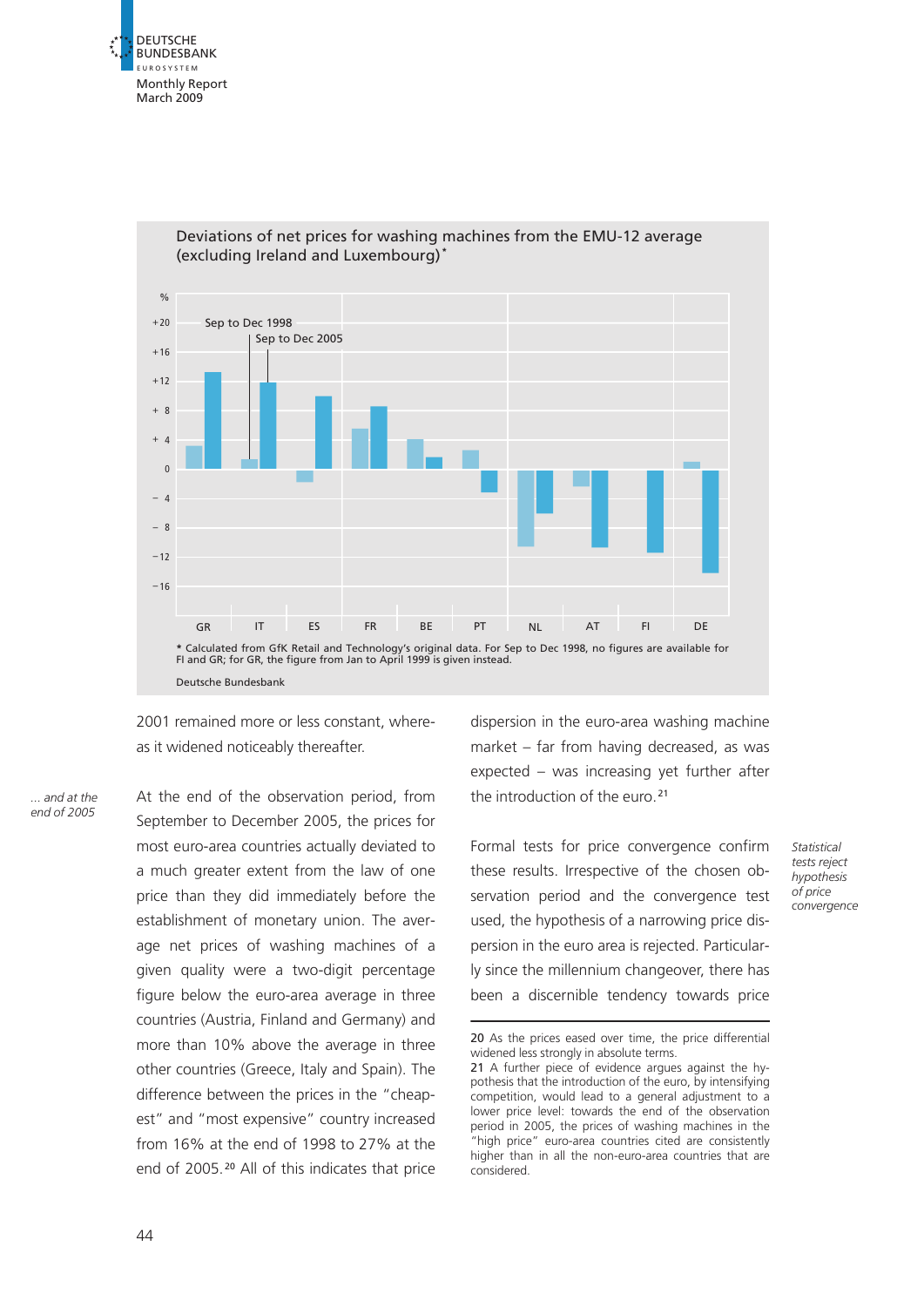Deviations of net prices for washing machines from the EMU-12 average (excluding Ireland and Luxembourg)*

\* Calculated from GfK Retail and Technology's original data. For Sep to Dec 1998, no figures are available for FI and GR; for GR, the figure from Jan to April 1999 is given instead.

Deutsche Bundesbank

2001 remained more or less constant, whereas it widened noticeably thereafter.

*... and at the end of 2005*

At the end of the observation period, from September to December 2005, the prices for most euro-area countries actually deviated to a much greater extent from the law of one price than they did immediately before the establishment of monetary union. The average net prices of washing machines of a given quality were a two-digit percentage figure below the euro-area average in three countries (Austria, Finland and Germany) and more than 10% above the average in three other countries (Greece, Italy and Spain). The difference between the prices in the "cheapest" and "most expensive" country increased from 16% at the end of 1998 to 27% at the end of 2005.[20] All of this indicates that price dispersion in the euro-area washing machine market – far from having decreased, as was expected – was increasing yet further after the introduction of the euro.[21]

*Statistical tests reject hypothesis of price convergence*

Formal tests for price convergence confirm these results. Irrespective of the chosen observation period and the convergence test used, the hypothesis of a narrowing price dispersion in the euro area is rejected. Particularly since the millennium changeover, there has been a discernible tendency towards price

20 As the prices eased over time, the price differential widened less strongly in absolute terms.

21 A further piece of evidence argues against the hypothesis that the introduction of the euro, by intensifying competition, would lead to a general adjustment to a lower price level: towards the end of the observation period in 2005, the prices of washing machines in the "high price" euro-area countries cited are consistently higher than in all the non-euro-area countries that are considered.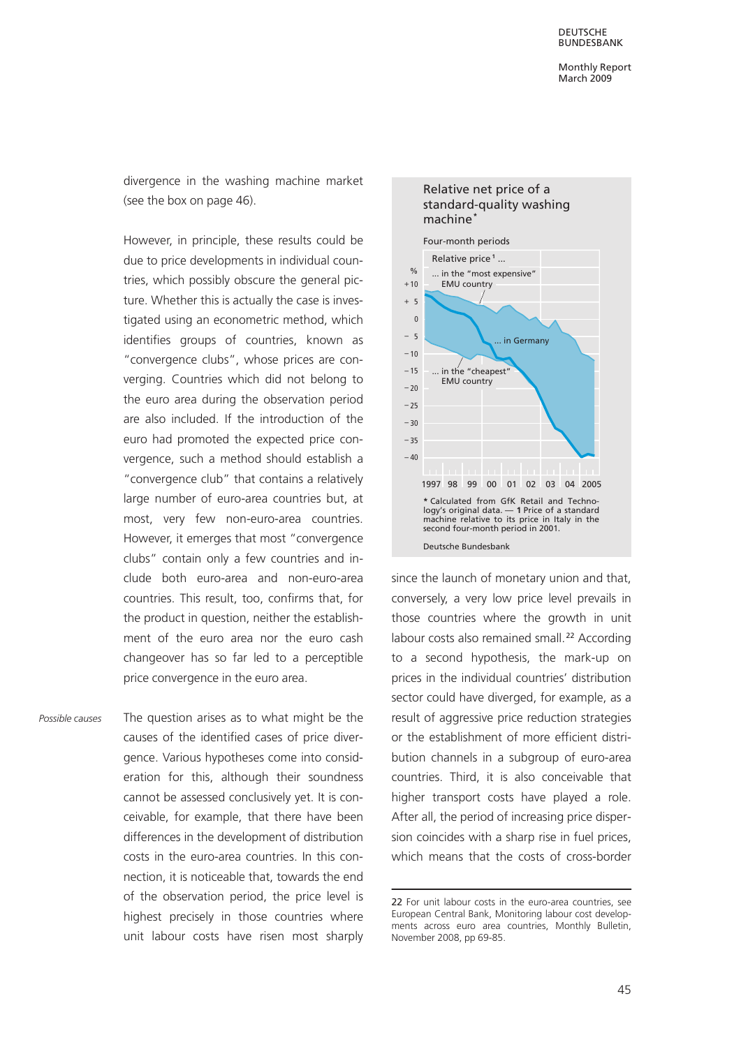divergence in the washing machine market (see the box on page 46).

However, in principle, these results could be due to price developments in individual countries, which possibly obscure the general picture. Whether this is actually the case is investigated using an econometric method, which identifies groups of countries, known as "convergence clubs", whose prices are converging. Countries which did not belong to the euro area during the observation period are also included. If the introduction of the euro had promoted the expected price convergence, such a method should establish a "convergence club" that contains a relatively large number of euro-area countries but, at most, very few non-euro-area countries. However, it emerges that most "convergence clubs" contain only a few countries and include both euro-area and non-euro-area countries. This result, too, confirms that, for the product in question, neither the establishment of the euro area nor the euro cash changeover has so far led to a perceptible price convergence in the euro area.

*Possible causes*

The question arises as to what might be the causes of the identified cases of price divergence. Various hypotheses come into consideration for this, although their soundness cannot be assessed conclusively yet. It is conceivable, for example, that there have been differences in the development of distribution costs in the euro-area countries. In this connection, it is noticeable that, towards the end of the observation period, the price level is highest precisely in those countries where unit labour costs have risen most sharply since the launch of monetary union and that, conversely, a very low price level prevails in those countries where the growth in unit labour costs also remained small.[22] According to a second hypothesis, the mark-up on prices in the individual countries' distribution sector could have diverged, for example, as a result of aggressive price reduction strategies or the establishment of more efficient distribution channels in a subgroup of euro-area countries. Third, it is also conceivable that higher transport costs have played a role. After all, the period of increasing price dispersion coincides with a sharp rise in fuel prices, which means that the costs of cross-border

**Relative net price of a standard-quality washing machine***

Four-month periods

Relative price[1] ... in the "most expensive" EMU country; ... in Germany; ... in the "cheapest" EMU country (%, 1997–2005)

\* Calculated from GfK Retail and Technology's original data. — **1** Price of a standard machine relative to its price in Italy in the second four-month period in 2001.

Deutsche Bundesbank

22 For unit labour costs in the euro-area countries, see European Central Bank, Monitoring labour cost developments across euro area countries, Monthly Bulletin, November 2008, pp 69-85.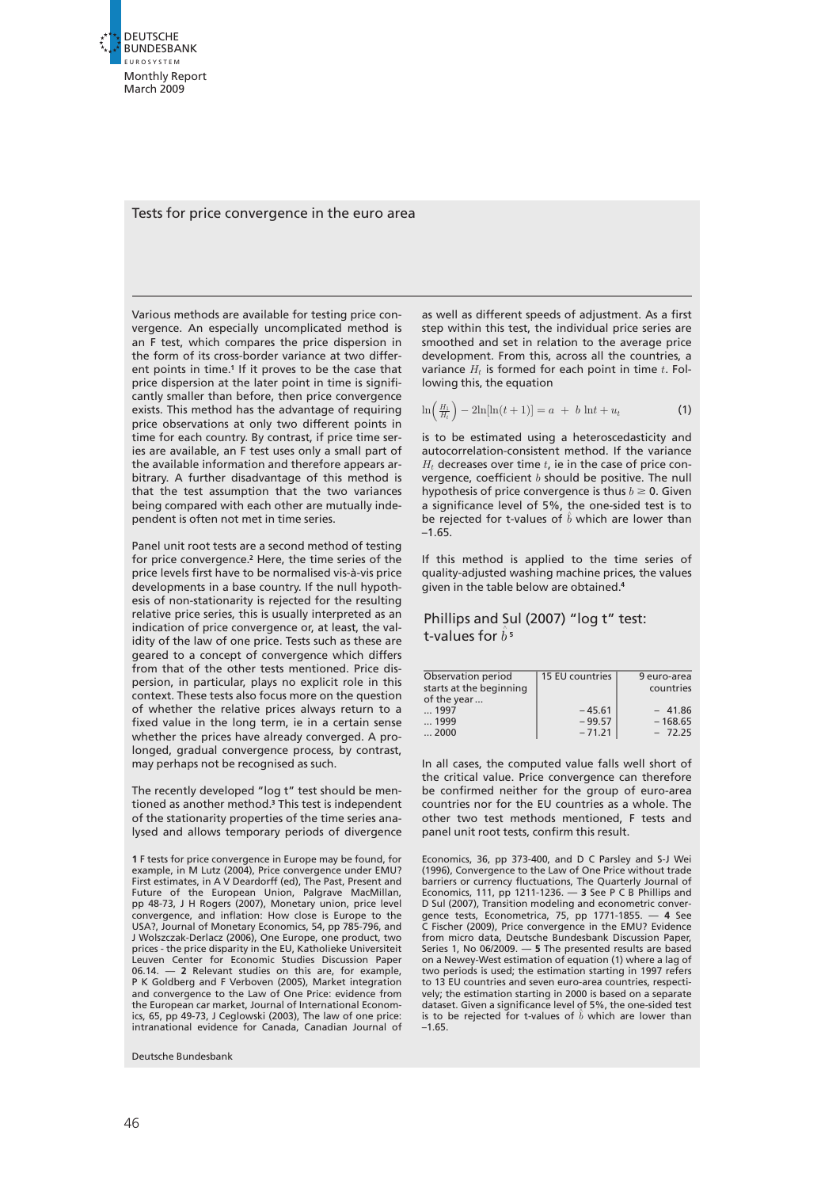## Tests for price convergence in the euro area

Various methods are available for testing price convergence. An especially uncomplicated method is an F test, which compares the price dispersion in the form of its cross-border variance at two different points in time.[1] If it proves to be the case that price dispersion at the later point in time is significantly smaller than before, then price convergence exists. This method has the advantage of requiring price observations at only two different points in time for each country. By contrast, if price time series are available, an F test uses only a small part of the available information and therefore appears arbitrary. A further disadvantage of this method is that the test assumption that the two variances being compared with each other are mutually independent is often not met in time series.

Panel unit root tests are a second method of testing for price convergence.[2] Here, the time series of the price levels first have to be normalised vis-à-vis price developments in a base country. If the null hypothesis of non-stationarity is rejected for the resulting relative price series, this is usually interpreted as an indication of price convergence or, at least, the validity of the law of one price. Tests such as these are geared to a concept of convergence which differs from that of the other tests mentioned. Price dispersion, in particular, plays no explicit role in this context. These tests also focus more on the question of whether the relative prices always return to a fixed value in the long term, ie in a certain sense whether the prices have already converged. A prolonged, gradual convergence process, by contrast, may perhaps not be recognised as such.

The recently developed "log t" test should be mentioned as another method.[3] This test is independent of the stationarity properties of the time series analysed and allows temporary periods of divergence as well as different speeds of adjustment. As a first step within this test, the individual price series are smoothed and set in relation to the average price development. From this, across all the countries, a variance $H_t$ is formed for each point in time $t$. Following this, the equation

$$\ln\left(\frac{H_1}{H_t}\right) - 2\ln[\ln(t+1)] = a + b\ln t + u_t \qquad (1)$$

is to be estimated using a heteroscedasticity and autocorrelation-consistent method. If the variance $H_t$ decreases over time $t$, ie in the case of price convergence, coefficient $b$ should be positive. The null hypothesis of price convergence is thus $b \geq 0$. Given a significance level of 5%, the one-sided test is to be rejected for t-values of $\hat{b}$ which are lower than –1.65.

If this method is applied to the time series of quality-adjusted washing machine prices, the values given in the table below are obtained.[4]

**Phillips and Sul (2007) "log t" test: t-values for $\hat{b}$**[5]

| Observation period starts at the beginning of the year ... | 15 EU countries | 9 euro-area countries |
|---|---|---|
| ... 1997 | – 45.61 | – 41.86 |
| ... 1999 | – 99.57 | – 168.65 |
| ... 2000 | – 71.21 | – 72.25 |

In all cases, the computed value falls well short of the critical value. Price convergence can therefore be confirmed neither for the group of euro-area countries nor for the EU countries as a whole. The other two test methods mentioned, F tests and panel unit root tests, confirm this result.

1 F tests for price convergence in Europe may be found, for example, in M Lutz (2004), Price convergence under EMU? First estimates, in A V Deardorff (ed), The Past, Present and Future of the European Union, Palgrave MacMillan, pp 48-73, J H Rogers (2007), Monetary union, price level convergence, and inflation: How close is Europe to the USA?, Journal of Monetary Economics, 54, pp 785-796, and J Wolszczak-Derlacz (2006), One Europe, one product, two prices - the price disparity in the EU, Katholieke Universiteit Leuven Center for Economic Studies Discussion Paper 06.14. — 2 Relevant studies on this are, for example, P K Goldberg and F Verboven (2005), Market integration and convergence to the Law of One Price: evidence from the European car market, Journal of International Economics, 65, pp 49-73, J Ceglowski (2003), The law of one price: intranational evidence for Canada, Canadian Journal of Economics, 36, pp 373-400, and D C Parsley and S-J Wei (1996), Convergence to the Law of One Price without trade barriers or currency fluctuations, The Quarterly Journal of Economics, 111, pp 1211-1236. — 3 See P C B Phillips and D Sul (2007), Transition modeling and econometric convergence tests, Econometrica, 75, pp 1771-1855. — 4 See C Fischer (2009), Price convergence in the EMU? Evidence from micro data, Deutsche Bundesbank Discussion Paper, Series 1, No 06/2009. — 5 The presented results are based on a Newey-West estimation of equation (1) where a lag of two periods is used; the estimation starting in 1997 refers to 13 EU countries and seven euro-area countries, respectively; the estimation starting in 2000 is based on a separate dataset. Given a significance level of 5%, the one-sided test is to be rejected for t-values of $\hat{b}$ which are lower than –1.65.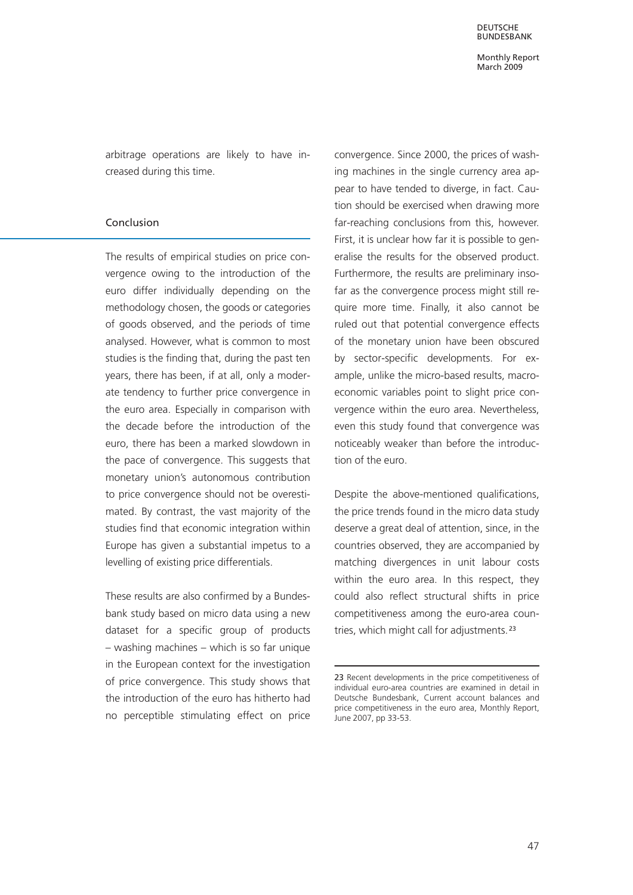arbitrage operations are likely to have increased during this time.

## Conclusion

The results of empirical studies on price convergence owing to the introduction of the euro differ individually depending on the methodology chosen, the goods or categories of goods observed, and the periods of time analysed. However, what is common to most studies is the finding that, during the past ten years, there has been, if at all, only a moderate tendency to further price convergence in the euro area. Especially in comparison with the decade before the introduction of the euro, there has been a marked slowdown in the pace of convergence. This suggests that monetary union's autonomous contribution to price convergence should not be overestimated. By contrast, the vast majority of the studies find that economic integration within Europe has given a substantial impetus to a levelling of existing price differentials.

These results are also confirmed by a Bundesbank study based on micro data using a new dataset for a specific group of products – washing machines – which is so far unique in the European context for the investigation of price convergence. This study shows that the introduction of the euro has hitherto had no perceptible stimulating effect on price convergence. Since 2000, the prices of washing machines in the single currency area appear to have tended to diverge, in fact. Caution should be exercised when drawing more far-reaching conclusions from this, however. First, it is unclear how far it is possible to generalise the results for the observed product. Furthermore, the results are preliminary insofar as the convergence process might still require more time. Finally, it also cannot be ruled out that potential convergence effects of the monetary union have been obscured by sector-specific developments. For example, unlike the micro-based results, macroeconomic variables point to slight price convergence within the euro area. Nevertheless, even this study found that convergence was noticeably weaker than before the introduction of the euro.

Despite the above-mentioned qualifications, the price trends found in the micro data study deserve a great deal of attention, since, in the countries observed, they are accompanied by matching divergences in unit labour costs within the euro area. In this respect, they could also reflect structural shifts in price competitiveness among the euro-area countries, which might call for adjustments.[23]

23 Recent developments in the price competitiveness of individual euro-area countries are examined in detail in Deutsche Bundesbank, Current account balances and price competitiveness in the euro area, Monthly Report, June 2007, pp 33-53.